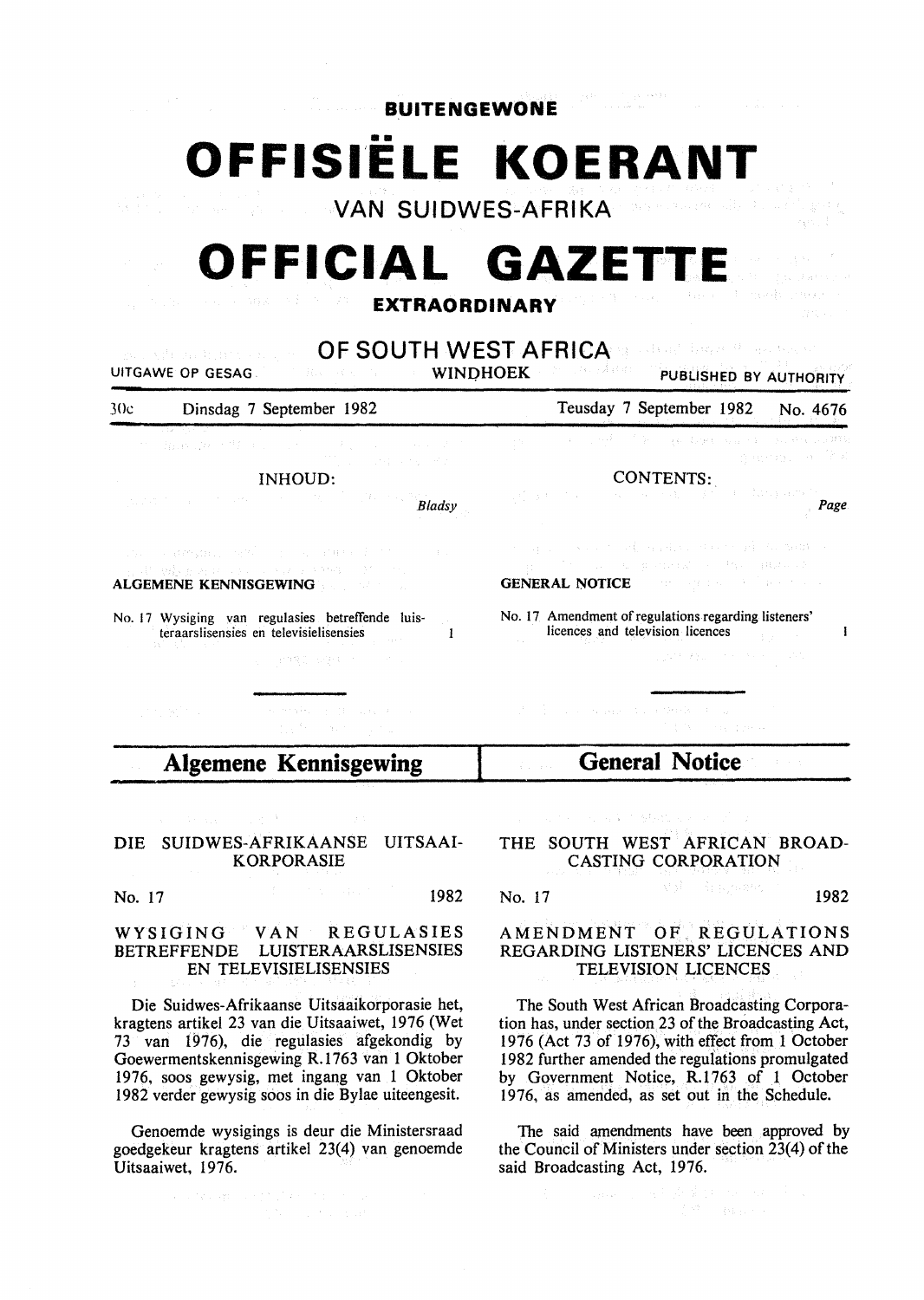**BUITENGEWONE**

# OFFISIËLE KOERANT

VAN SUIDWES-AFRIKA

# OFFICIAL GAZETTE

**EXTRAORDINARY**

OF SOUTH WEST AFRICA

UITGAWE OP GESAG — WINDHOEK — PUBLISHED BY AUTHORITY

30c — Dinsdag 7 September 1982 — Teusday 7 September 1982 — No. 4676

INHOUD:

*Bladsy*

**ALGEMENE KENNISGEWING**

No. 17 Wysiging van regulasies betreffende luisteraarslisensies en televisielisensies — 1

CONTENTS:

*Page*

**GENERAL NOTICE**

No. 17 Amendment of regulations regarding listeners' licences and television licences — 1

## Algemene Kennisgewing

DIE SUIDWES-AFRIKAANSE UITSAAI-KORPORASIE

No. 17 — 1982

WYSIGING VAN REGULASIES BETREFFENDE LUISTERAARSLISENSIES EN TELEVISIELISENSIES

Die Suidwes-Afrikaanse Uitsaaikorporasie het, kragtens artikel 23 van die Uitsaaiwet, 1976 (Wet 73 van 1976), die regulasies afgekondig by Goewermentskennisgewing R.1763 van 1 Oktober 1976, soos gewysig, met ingang van 1 Oktober 1982 verder gewysig soos in die Bylae uiteengesit.

Genoemde wysigings is deur die Ministersraad goedgekeur kragtens artikel 23(4) van genoemde Uitsaaiwet, 1976.

## General Notice

THE SOUTH WEST AFRICAN BROADCASTING CORPORATION

No. 17 — 1982

AMENDMENT OF REGULATIONS REGARDING LISTENERS' LICENCES AND TELEVISION LICENCES

The South West African Broadcasting Corporation has, under section 23 of the Broadcasting Act, 1976 (Act 73 of 1976), with effect from 1 October 1982 further amended the regulations promulgated by Government Notice, R.1763 of 1 October 1976, as amended, as set out in the Schedule.

The said amendments have been approved by the Council of Ministers under section 23(4) of the said Broadcasting Act, 1976.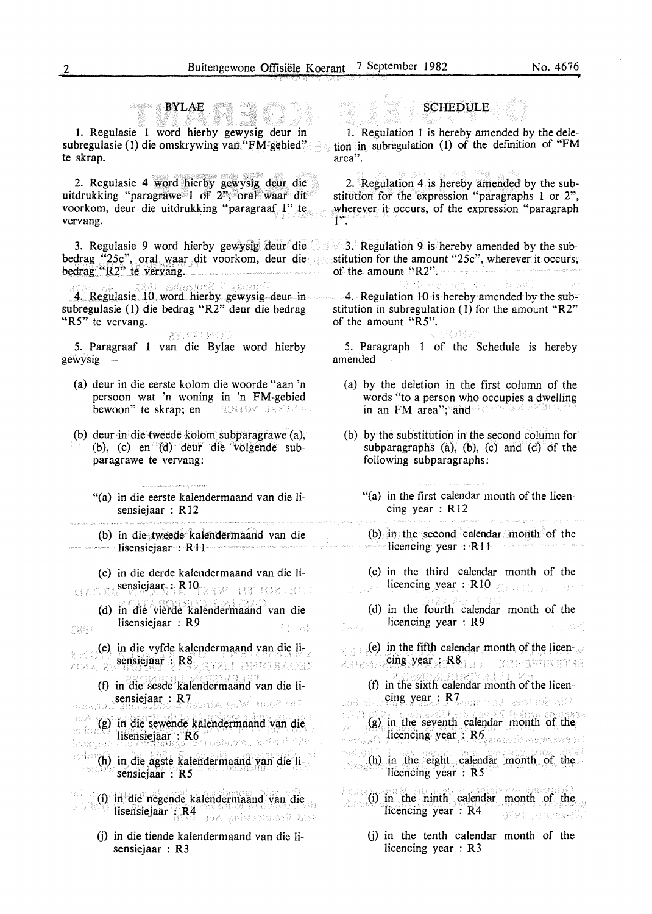## BYLAE

1. Regulasie 1 word hierby gewysig deur in subregulasie (1) die omskrywing van "FM-gebied" te skrap.

2. Regulasie 4 word hierby gewysig deur die uitdrukking "paragrawe 1 of 2", oral waar dit voorkom, deur die uitdrukking "paragraaf 1" te vervang.

3. Regulasie 9 word hierby gewysig deur die bedrag "25c", oral waar dit voorkom, deur die bedrag "R2" te vervang.

4. Regulasie 10 word hierby gewysig deur in subregulasie (1) die bedrag "R2" deur die bedrag "R5" te vervang.

5. Paragraaf 1 van die Bylae word hierby gewysig —

(a) deur in die eerste kolom die woorde "aan 'n persoon wat 'n woning in 'n FM-gebied bewoon" te skrap; en

(b) deur in die tweede kolom subparagrawe (a), (b), (c) en (d) deur die volgende subparagrawe te vervang:

"(a) in die eerste kalendermaand van die lisensiejaar : R12

(b) in die tweede kalendermaand van die lisensiejaar : R11

(c) in die derde kalendermaand van die lisensiejaar : R10

(d) in die vierde kalendermaand van die lisensiejaar : R9

(e) in die vyfde kalendermaand van die lisensiejaar : R8

(f) in die sesde kalendermaand van die lisensiejaar : R7

(g) in die sewende kalendermaand van die lisensiejaar : R6

(h) in die agste kalendermaand van die lisensiejaar : R5

(i) in die negende kalendermaand van die lisensiejaar : R4

(j) in die tiende kalendermaand van die lisensiejaar : R3

## SCHEDULE

1. Regulation 1 is hereby amended by the deletion in subregulation (1) of the definition of "FM area".

2. Regulation 4 is hereby amended by the substitution for the expression "paragraphs 1 or 2", wherever it occurs, of the expression "paragraph 1".

3. Regulation 9 is hereby amended by the substitution for the amount "25c", wherever it occurs, of the amount "R2".

4. Regulation 10 is hereby amended by the substitution in subregulation (1) for the amount "R2" of the amount "R5".

5. Paragraph 1 of the Schedule is hereby amended —

(a) by the deletion in the first column of the words "to a person who occupies a dwelling in an FM area"; and

(b) by the substitution in the second column for subparagraphs (a), (b), (c) and (d) of the following subparagraphs:

"(a) in the first calendar month of the licencing year : R12

(b) in the second calendar month of the licencing year : R11

(c) in the third calendar month of the licencing year : R10

(d) in the fourth calendar month of the licencing year : R9

(e) in the fifth calendar month of the licencing year : R8

(f) in the sixth calendar month of the licencing year : R7

(g) in the seventh calendar month of the licencing year : R6

(h) in the eight calendar month of the licencing year : R5

(i) in the ninth calendar month of the licencing year : R4

(j) in the tenth calendar month of the licencing year : R3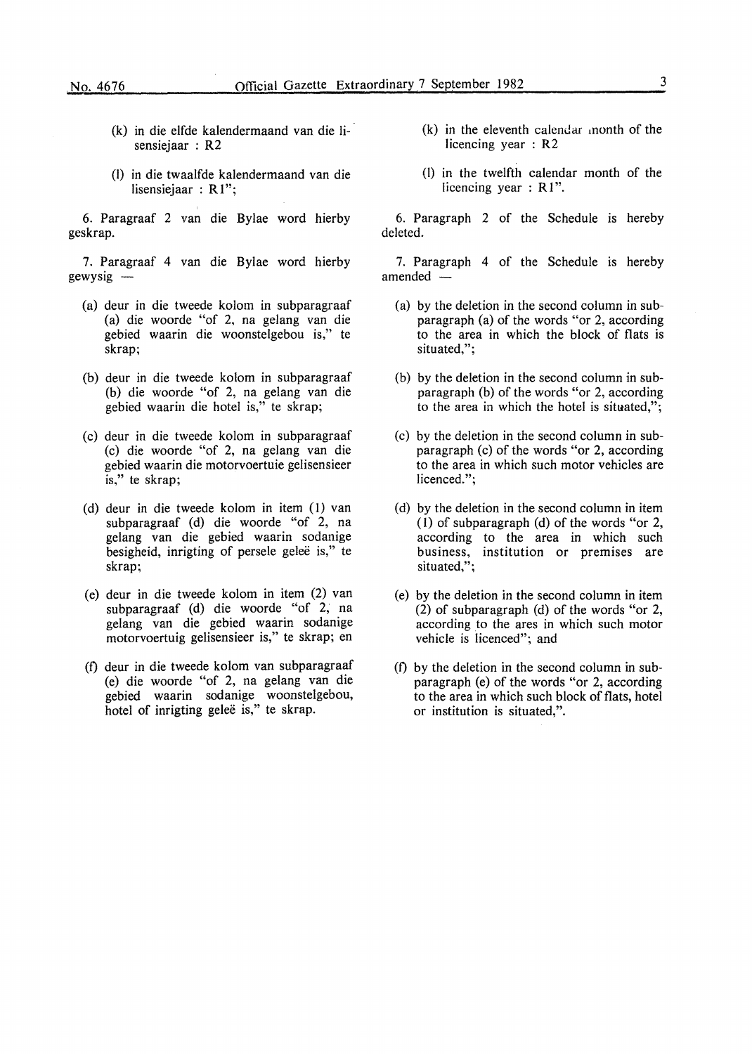(k) in die elfde kalendermaand van die lisensiejaar : R2

(l) in die twaalfde kalendermaand van die lisensiejaar : R1";

6. Paragraaf 2 van die Bylae word hierby geskrap.

7. Paragraaf 4 van die Bylae word hierby gewysig —

(a) deur in die tweede kolom in subparagraaf (a) die woorde "of 2, na gelang van die gebied waarin die woonstelgebou is," te skrap;

(b) deur in die tweede kolom in subparagraaf (b) die woorde "of 2, na gelang van die gebied waarin die hotel is," te skrap;

(c) deur in die tweede kolom in subparagraaf (c) die woorde "of 2, na gelang van die gebied waarin die motorvoertuie gelisensieer is," te skrap;

(d) deur in die tweede kolom in item (1) van subparagraaf (d) die woorde "of 2, na gelang van die gebied waarin sodanige besigheid, inrigting of persele geleë is," te skrap;

(e) deur in die tweede kolom in item (2) van subparagraaf (d) die woorde "of 2, na gelang van die gebied waarin sodanige motorvoertuig gelisensieer is," te skrap; en

(f) deur in die tweede kolom van subparagraaf (e) die woorde "of 2, na gelang van die gebied waarin sodanige woonstelgebou, hotel of inrigting geleë is," te skrap.

(k) in the eleventh calendar month of the licencing year : R2

(l) in the twelfth calendar month of the licencing year : R1".

6. Paragraph 2 of the Schedule is hereby deleted.

7. Paragraph 4 of the Schedule is hereby amended —

(a) by the deletion in the second column in subparagraph (a) of the words "or 2, according to the area in which the block of flats is situated,";

(b) by the deletion in the second column in subparagraph (b) of the words "or 2, according to the area in which the hotel is situated,";

(c) by the deletion in the second column in subparagraph (c) of the words "or 2, according to the area in which such motor vehicles are licenced.";

(d) by the deletion in the second column in item (1) of subparagraph (d) of the words "or 2, according to the area in which such business, institution or premises are situated,";

(e) by the deletion in the second column in item (2) of subparagraph (d) of the words "or 2, according to the ares in which such motor vehicle is licenced"; and

(f) by the deletion in the second column in subparagraph (e) of the words "or 2, according to the area in which such block of flats, hotel or institution is situated,".